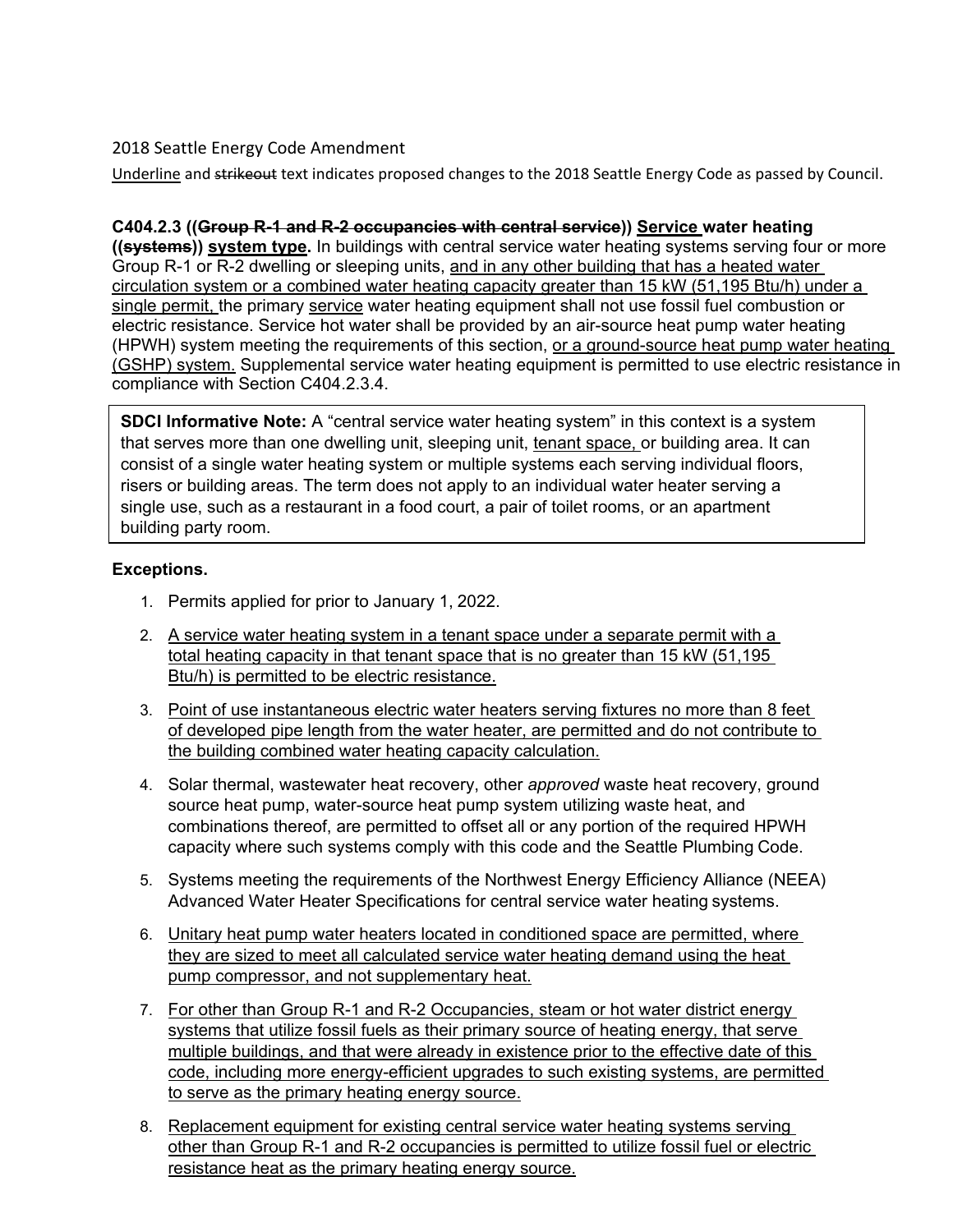2018 Seattle Energy Code Amendment

<u>Underline</u> and ~~strikeout~~ text indicates proposed changes to the 2018 Seattle Energy Code as passed by Council.

**C404.2.3 ((~~Group R-1 and R-2 occupancies with central service~~)) <u>Service</u> water heating ((~~systems~~)) <u>system type</u>.** In buildings with central service water heating systems serving four or more Group R-1 or R-2 dwelling or sleeping units, <u>and in any other building that has a heated water circulation system or a combined water heating capacity greater than 15 kW (51,195 Btu/h) under a single permit,</u> the primary <u>service</u> water heating equipment shall not use fossil fuel combustion or electric resistance. Service hot water shall be provided by an air-source heat pump water heating (HPWH) system meeting the requirements of this section, <u>or a ground-source heat pump water heating (GSHP) system.</u> Supplemental service water heating equipment is permitted to use electric resistance in compliance with Section C404.2.3.4.

> **SDCI Informative Note:** A "central service water heating system" in this context is a system that serves more than one dwelling unit, sleeping unit, <u>tenant space,</u> or building area. It can consist of a single water heating system or multiple systems each serving individual floors, risers or building areas. The term does not apply to an individual water heater serving a single use, such as a restaurant in a food court, a pair of toilet rooms, or an apartment building party room.

**Exceptions.**

1. Permits applied for prior to January 1, 2022.
2. <u>A service water heating system in a tenant space under a separate permit with a total heating capacity in that tenant space that is no greater than 15 kW (51,195 Btu/h) is permitted to be electric resistance.</u>
3. <u>Point of use instantaneous electric water heaters serving fixtures no more than 8 feet of developed pipe length from the water heater, are permitted and do not contribute to the building combined water heating capacity calculation.</u>
4. Solar thermal, wastewater heat recovery, other *approved* waste heat recovery, ground source heat pump, water-source heat pump system utilizing waste heat, and combinations thereof, are permitted to offset all or any portion of the required HPWH capacity where such systems comply with this code and the Seattle Plumbing Code.
5. Systems meeting the requirements of the Northwest Energy Efficiency Alliance (NEEA) Advanced Water Heater Specifications for central service water heating systems.
6. <u>Unitary heat pump water heaters located in conditioned space are permitted, where they are sized to meet all calculated service water heating demand using the heat pump compressor, and not supplementary heat.</u>
7. <u>For other than Group R-1 and R-2 Occupancies, steam or hot water district energy systems that utilize fossil fuels as their primary source of heating energy, that serve multiple buildings, and that were already in existence prior to the effective date of this code, including more energy-efficient upgrades to such existing systems, are permitted to serve as the primary heating energy source.</u>
8. <u>Replacement equipment for existing central service water heating systems serving other than Group R-1 and R-2 occupancies is permitted to utilize fossil fuel or electric resistance heat as the primary heating energy source.</u>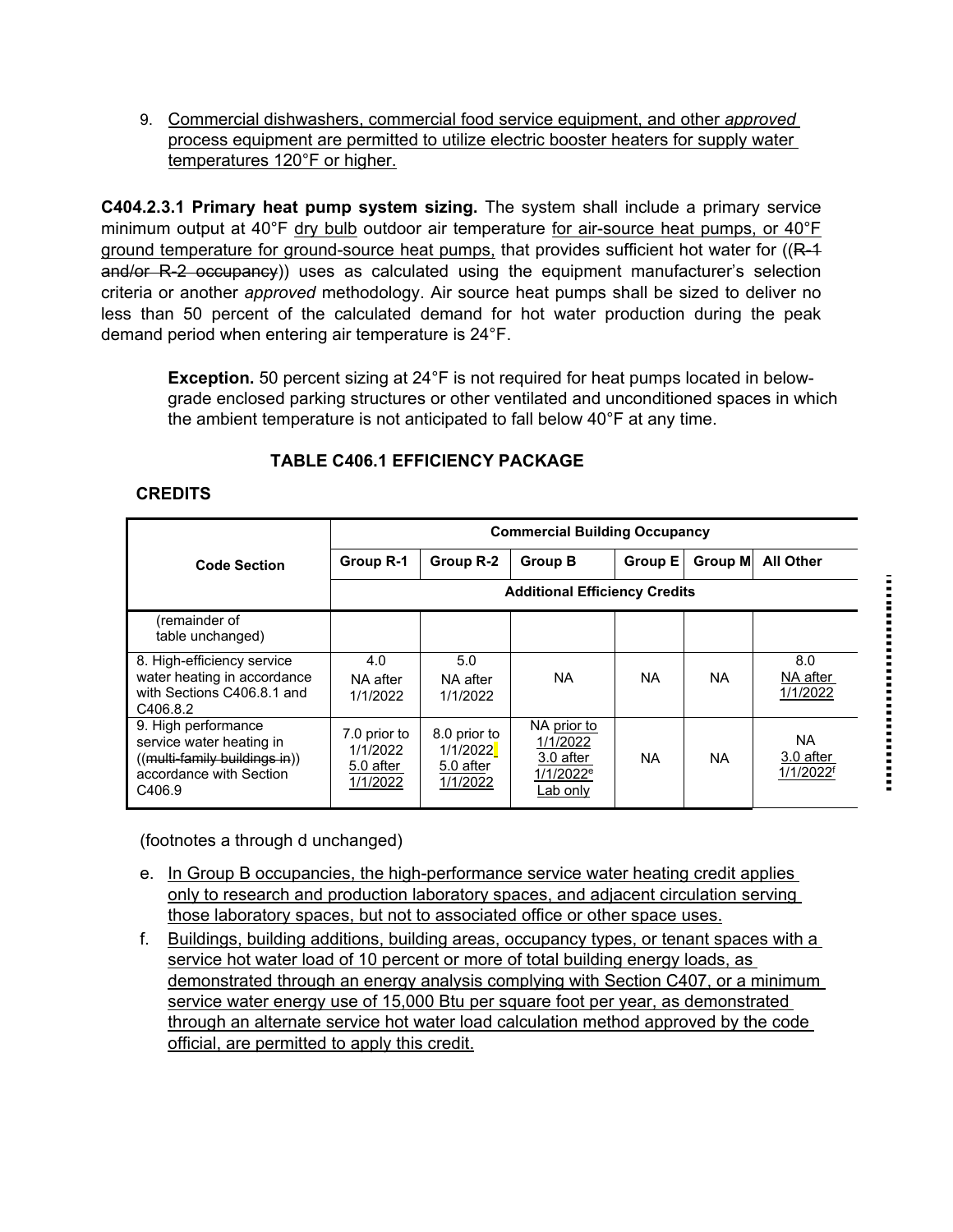9. Commercial dishwashers, commercial food service equipment, and other *approved* process equipment are permitted to utilize electric booster heaters for supply water temperatures 120°F or higher.

**C404.2.3.1 Primary heat pump system sizing.** The system shall include a primary service minimum output at 40°F dry bulb outdoor air temperature for air-source heat pumps, or 40°F ground temperature for ground-source heat pumps, that provides sufficient hot water for ((~~R-1 and/or R-2 occupancy~~)) uses as calculated using the equipment manufacturer's selection criteria or another *approved* methodology. Air source heat pumps shall be sized to deliver no less than 50 percent of the calculated demand for hot water production during the peak demand period when entering air temperature is 24°F.

> **Exception.** 50 percent sizing at 24°F is not required for heat pumps located in below-grade enclosed parking structures or other ventilated and unconditioned spaces in which the ambient temperature is not anticipated to fall below 40°F at any time.

## TABLE C406.1 EFFICIENCY PACKAGE

## CREDITS

| Code Section | Commercial Building Occupancy | | | | | |
|---|---|---|---|---|---|---|
| | Group R-1 | Group R-2 | Group B | Group E | Group M | All Other |
| | Additional Efficiency Credits | | | | | |
| (remainder of table unchanged) | | | | | | |
| 8. High-efficiency service water heating in accordance with Sections C406.8.1 and C406.8.2 | 4.0 NA after 1/1/2022 | 5.0 NA after 1/1/2022 | NA | NA | NA | 8.0 NA after 1/1/2022 |
| 9. High performance service water heating in ((~~multi-family buildings in~~)) accordance with Section C406.9 | 7.0 prior to 1/1/2022 5.0 after 1/1/2022 | 8.0 prior to 1/1/2022 5.0 after 1/1/2022 | NA prior to 1/1/2022 3.0 after 1/1/2022[e] Lab only | NA | NA | NA 3.0 after 1/1/2022[f] |

(footnotes a through d unchanged)

e. In Group B occupancies, the high-performance service water heating credit applies only to research and production laboratory spaces, and adjacent circulation serving those laboratory spaces, but not to associated office or other space uses.

f. Buildings, building additions, building areas, occupancy types, or tenant spaces with a service hot water load of 10 percent or more of total building energy loads, as demonstrated through an energy analysis complying with Section C407, or a minimum service water energy use of 15,000 Btu per square foot per year, as demonstrated through an alternate service hot water load calculation method approved by the code official, are permitted to apply this credit.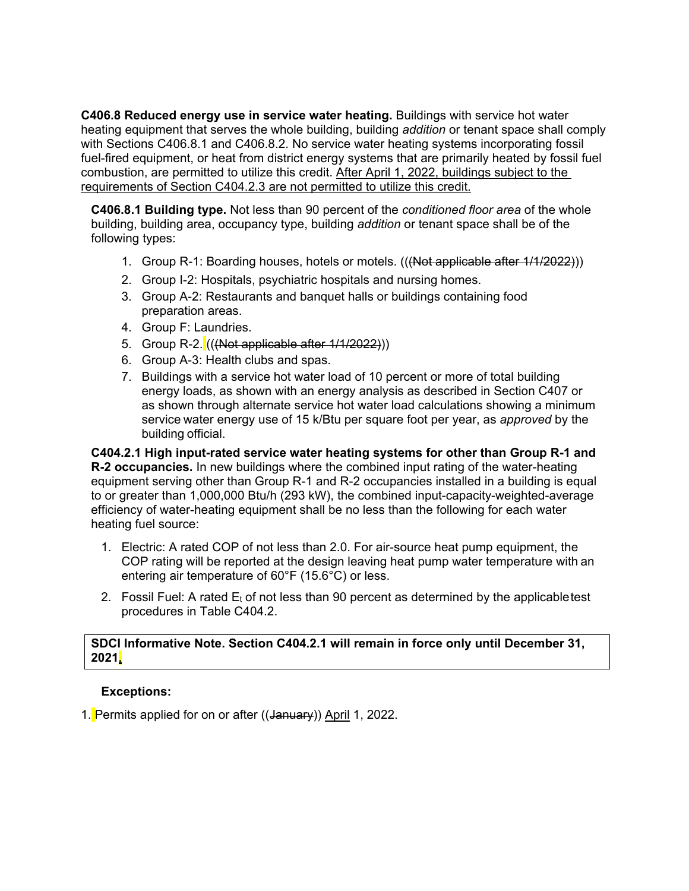**C406.8 Reduced energy use in service water heating.** Buildings with service hot water heating equipment that serves the whole building, building *addition* or tenant space shall comply with Sections C406.8.1 and C406.8.2. No service water heating systems incorporating fossil fuel-fired equipment, or heat from district energy systems that are primarily heated by fossil fuel combustion, are permitted to utilize this credit. <u>After April 1, 2022, buildings subject to the requirements of Section C404.2.3 are not permitted to utilize this credit.</u>

**C406.8.1 Building type.** Not less than 90 percent of the *conditioned floor area* of the whole building, building area, occupancy type, building *addition* or tenant space shall be of the following types:

1. Group R-1: Boarding houses, hotels or motels. ((~~(Not applicable after 1/1/2022)~~))
2. Group I-2: Hospitals, psychiatric hospitals and nursing homes.
3. Group A-2: Restaurants and banquet halls or buildings containing food preparation areas.
4. Group F: Laundries.
5. Group R-2. ((~~(Not applicable after 1/1/2022)~~))
6. Group A-3: Health clubs and spas.
7. Buildings with a service hot water load of 10 percent or more of total building energy loads, as shown with an energy analysis as described in Section C407 or as shown through alternate service hot water load calculations showing a minimum service water energy use of 15 k/Btu per square foot per year, as *approved* by the building official.

**C404.2.1 High input-rated service water heating systems for other than Group R-1 and R-2 occupancies.** In new buildings where the combined input rating of the water-heating equipment serving other than Group R-1 and R-2 occupancies installed in a building is equal to or greater than 1,000,000 Btu/h (293 kW), the combined input-capacity-weighted-average efficiency of water-heating equipment shall be no less than the following for each water heating fuel source:

1. Electric: A rated COP of not less than 2.0. For air-source heat pump equipment, the COP rating will be reported at the design leaving heat pump water temperature with an entering air temperature of 60°F (15.6°C) or less.
2. Fossil Fuel: A rated $E_t$ of not less than 90 percent as determined by the applicable test procedures in Table C404.2.

| **SDCI Informative Note. Section C404.2.1 will remain in force only until December 31, 2021.** |
|---|

**Exceptions:**

1. Permits applied for on or after ((~~January~~)) <u>April</u> 1, 2022.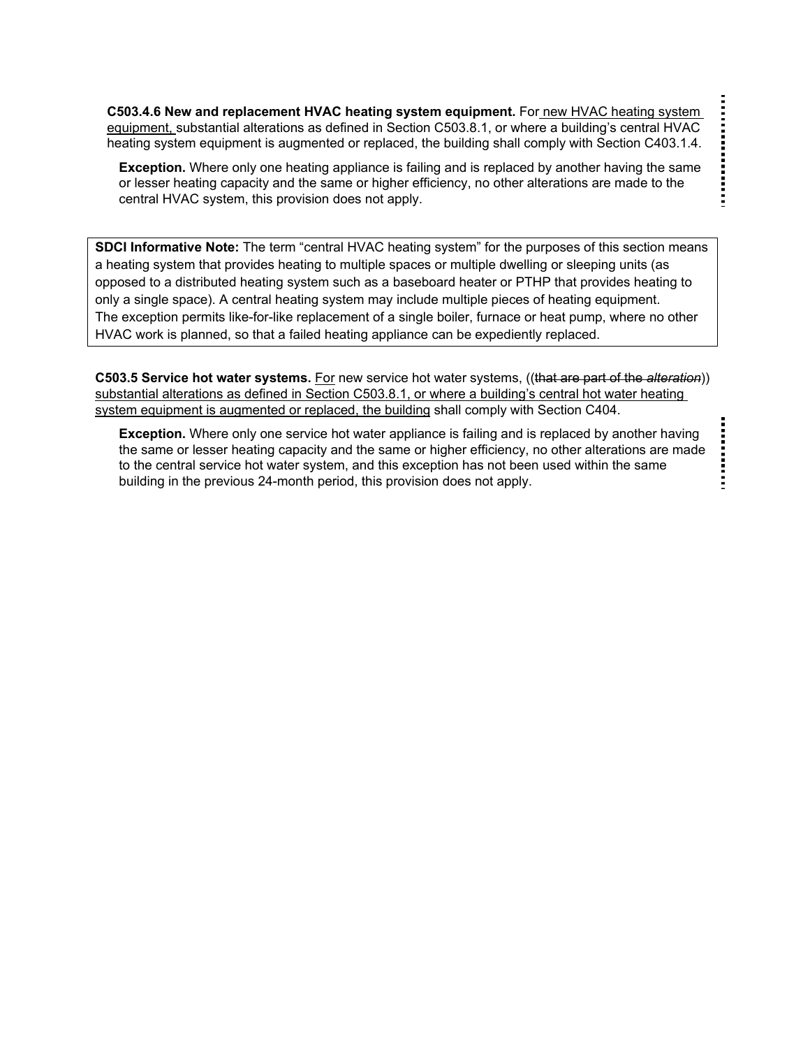**C503.4.6 New and replacement HVAC heating system equipment.** For new HVAC heating system equipment, substantial alterations as defined in Section C503.8.1, or where a building's central HVAC heating system equipment is augmented or replaced, the building shall comply with Section C403.1.4.

> **Exception.** Where only one heating appliance is failing and is replaced by another having the same or lesser heating capacity and the same or higher efficiency, no other alterations are made to the central HVAC system, this provision does not apply.

> **SDCI Informative Note:** The term "central HVAC heating system" for the purposes of this section means a heating system that provides heating to multiple spaces or multiple dwelling or sleeping units (as opposed to a distributed heating system such as a baseboard heater or PTHP that provides heating to only a single space). A central heating system may include multiple pieces of heating equipment.
> The exception permits like-for-like replacement of a single boiler, furnace or heat pump, where no other HVAC work is planned, so that a failed heating appliance can be expediently replaced.

**C503.5 Service hot water systems.** For new service hot water systems, ((~~that are part of the~~ ~~*alteration*~~)) substantial alterations as defined in Section C503.8.1, or where a building's central hot water heating system equipment is augmented or replaced, the building shall comply with Section C404.

> **Exception.** Where only one service hot water appliance is failing and is replaced by another having the same or lesser heating capacity and the same or higher efficiency, no other alterations are made to the central service hot water system, and this exception has not been used within the same building in the previous 24-month period, this provision does not apply.